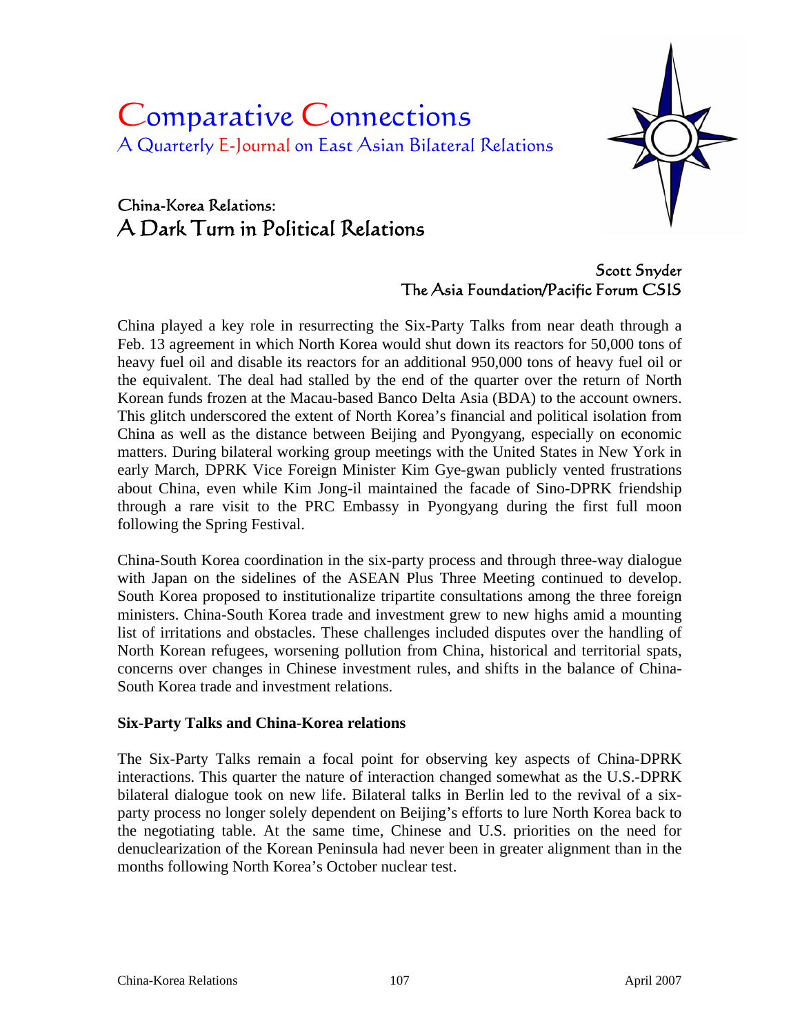# Comparative Connections

A Quarterly E-Journal on East Asian Bilateral Relations

## China-Korea Relations:
## A Dark Turn in Political Relations

Scott Snyder
The Asia Foundation/Pacific Forum CSIS

China played a key role in resurrecting the Six-Party Talks from near death through a Feb. 13 agreement in which North Korea would shut down its reactors for 50,000 tons of heavy fuel oil and disable its reactors for an additional 950,000 tons of heavy fuel oil or the equivalent. The deal had stalled by the end of the quarter over the return of North Korean funds frozen at the Macau-based Banco Delta Asia (BDA) to the account owners. This glitch underscored the extent of North Korea's financial and political isolation from China as well as the distance between Beijing and Pyongyang, especially on economic matters. During bilateral working group meetings with the United States in New York in early March, DPRK Vice Foreign Minister Kim Gye-gwan publicly vented frustrations about China, even while Kim Jong-il maintained the facade of Sino-DPRK friendship through a rare visit to the PRC Embassy in Pyongyang during the first full moon following the Spring Festival.

China-South Korea coordination in the six-party process and through three-way dialogue with Japan on the sidelines of the ASEAN Plus Three Meeting continued to develop. South Korea proposed to institutionalize tripartite consultations among the three foreign ministers. China-South Korea trade and investment grew to new highs amid a mounting list of irritations and obstacles. These challenges included disputes over the handling of North Korean refugees, worsening pollution from China, historical and territorial spats, concerns over changes in Chinese investment rules, and shifts in the balance of China-South Korea trade and investment relations.

**Six-Party Talks and China-Korea relations**

The Six-Party Talks remain a focal point for observing key aspects of China-DPRK interactions. This quarter the nature of interaction changed somewhat as the U.S.-DPRK bilateral dialogue took on new life. Bilateral talks in Berlin led to the revival of a six-party process no longer solely dependent on Beijing's efforts to lure North Korea back to the negotiating table. At the same time, Chinese and U.S. priorities on the need for denuclearization of the Korean Peninsula had never been in greater alignment than in the months following North Korea's October nuclear test.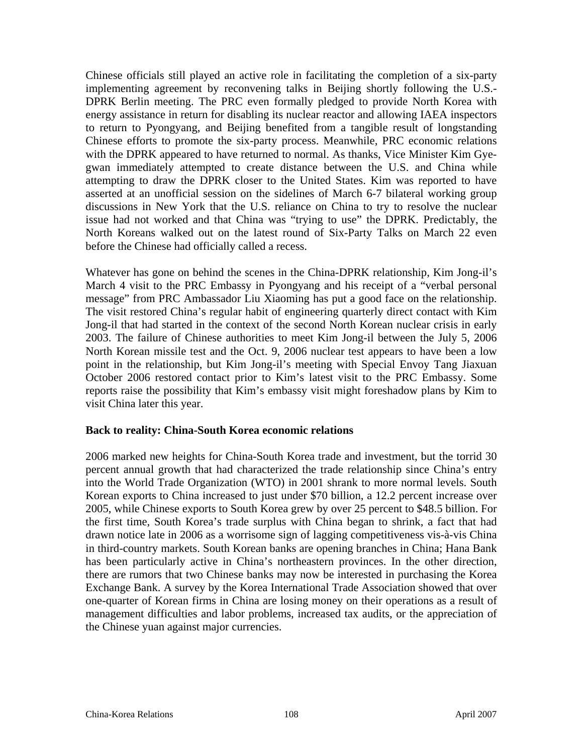Chinese officials still played an active role in facilitating the completion of a six-party implementing agreement by reconvening talks in Beijing shortly following the U.S.-DPRK Berlin meeting. The PRC even formally pledged to provide North Korea with energy assistance in return for disabling its nuclear reactor and allowing IAEA inspectors to return to Pyongyang, and Beijing benefited from a tangible result of longstanding Chinese efforts to promote the six-party process. Meanwhile, PRC economic relations with the DPRK appeared to have returned to normal. As thanks, Vice Minister Kim Gye-gwan immediately attempted to create distance between the U.S. and China while attempting to draw the DPRK closer to the United States. Kim was reported to have asserted at an unofficial session on the sidelines of March 6-7 bilateral working group discussions in New York that the U.S. reliance on China to try to resolve the nuclear issue had not worked and that China was "trying to use" the DPRK. Predictably, the North Koreans walked out on the latest round of Six-Party Talks on March 22 even before the Chinese had officially called a recess.

Whatever has gone on behind the scenes in the China-DPRK relationship, Kim Jong-il's March 4 visit to the PRC Embassy in Pyongyang and his receipt of a "verbal personal message" from PRC Ambassador Liu Xiaoming has put a good face on the relationship. The visit restored China's regular habit of engineering quarterly direct contact with Kim Jong-il that had started in the context of the second North Korean nuclear crisis in early 2003. The failure of Chinese authorities to meet Kim Jong-il between the July 5, 2006 North Korean missile test and the Oct. 9, 2006 nuclear test appears to have been a low point in the relationship, but Kim Jong-il's meeting with Special Envoy Tang Jiaxuan October 2006 restored contact prior to Kim's latest visit to the PRC Embassy. Some reports raise the possibility that Kim's embassy visit might foreshadow plans by Kim to visit China later this year.

**Back to reality: China-South Korea economic relations**

2006 marked new heights for China-South Korea trade and investment, but the torrid 30 percent annual growth that had characterized the trade relationship since China's entry into the World Trade Organization (WTO) in 2001 shrank to more normal levels. South Korean exports to China increased to just under $70 billion, a 12.2 percent increase over 2005, while Chinese exports to South Korea grew by over 25 percent to $48.5 billion. For the first time, South Korea's trade surplus with China began to shrink, a fact that had drawn notice late in 2006 as a worrisome sign of lagging competitiveness vis-à-vis China in third-country markets. South Korean banks are opening branches in China; Hana Bank has been particularly active in China's northeastern provinces. In the other direction, there are rumors that two Chinese banks may now be interested in purchasing the Korea Exchange Bank. A survey by the Korea International Trade Association showed that over one-quarter of Korean firms in China are losing money on their operations as a result of management difficulties and labor problems, increased tax audits, or the appreciation of the Chinese yuan against major currencies.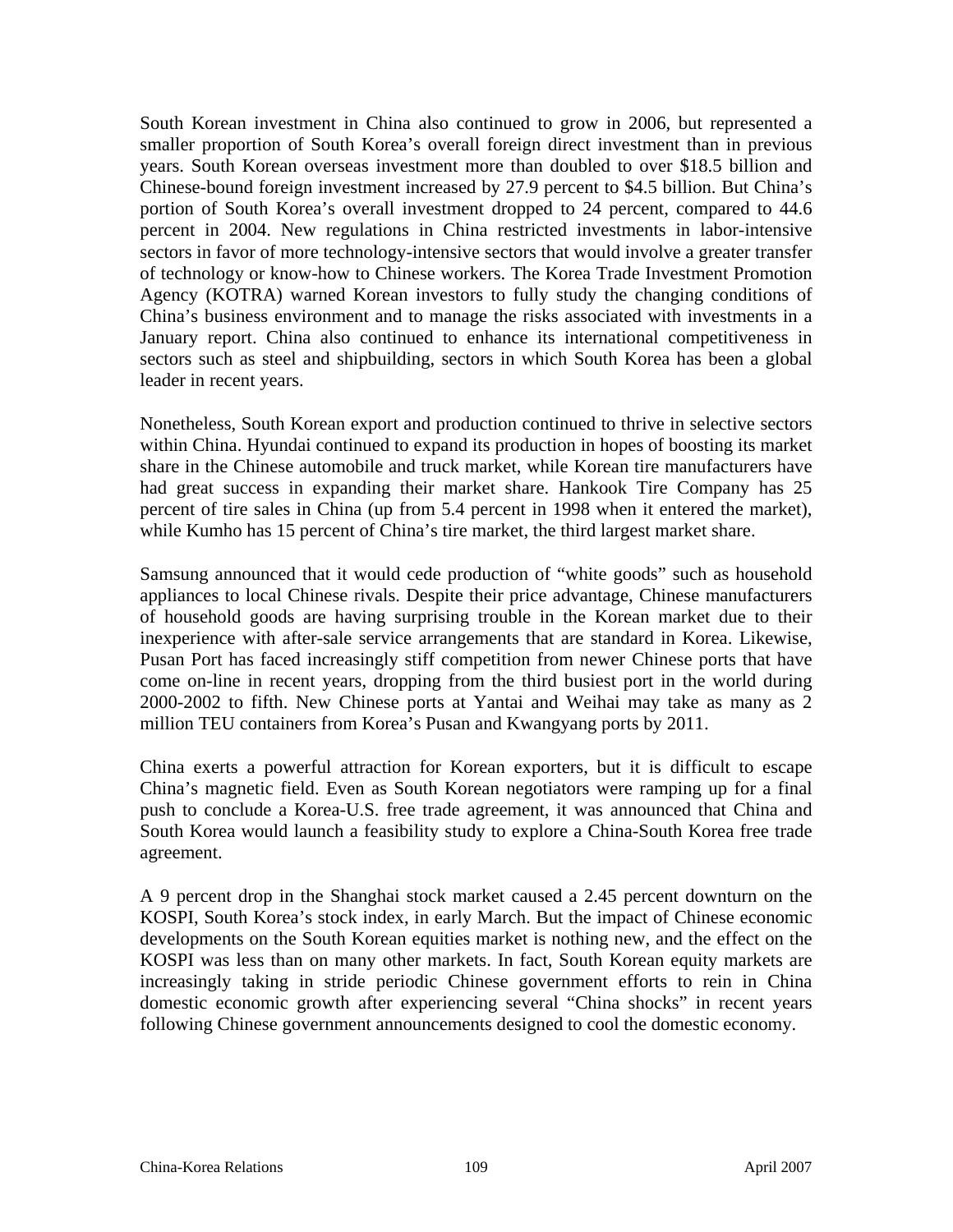South Korean investment in China also continued to grow in 2006, but represented a smaller proportion of South Korea's overall foreign direct investment than in previous years. South Korean overseas investment more than doubled to over $18.5 billion and Chinese-bound foreign investment increased by 27.9 percent to $4.5 billion. But China's portion of South Korea's overall investment dropped to 24 percent, compared to 44.6 percent in 2004. New regulations in China restricted investments in labor-intensive sectors in favor of more technology-intensive sectors that would involve a greater transfer of technology or know-how to Chinese workers. The Korea Trade Investment Promotion Agency (KOTRA) warned Korean investors to fully study the changing conditions of China's business environment and to manage the risks associated with investments in a January report. China also continued to enhance its international competitiveness in sectors such as steel and shipbuilding, sectors in which South Korea has been a global leader in recent years.

Nonetheless, South Korean export and production continued to thrive in selective sectors within China. Hyundai continued to expand its production in hopes of boosting its market share in the Chinese automobile and truck market, while Korean tire manufacturers have had great success in expanding their market share. Hankook Tire Company has 25 percent of tire sales in China (up from 5.4 percent in 1998 when it entered the market), while Kumho has 15 percent of China's tire market, the third largest market share.

Samsung announced that it would cede production of "white goods" such as household appliances to local Chinese rivals. Despite their price advantage, Chinese manufacturers of household goods are having surprising trouble in the Korean market due to their inexperience with after-sale service arrangements that are standard in Korea. Likewise, Pusan Port has faced increasingly stiff competition from newer Chinese ports that have come on-line in recent years, dropping from the third busiest port in the world during 2000-2002 to fifth. New Chinese ports at Yantai and Weihai may take as many as 2 million TEU containers from Korea's Pusan and Kwangyang ports by 2011.

China exerts a powerful attraction for Korean exporters, but it is difficult to escape China's magnetic field. Even as South Korean negotiators were ramping up for a final push to conclude a Korea-U.S. free trade agreement, it was announced that China and South Korea would launch a feasibility study to explore a China-South Korea free trade agreement.

A 9 percent drop in the Shanghai stock market caused a 2.45 percent downturn on the KOSPI, South Korea's stock index, in early March. But the impact of Chinese economic developments on the South Korean equities market is nothing new, and the effect on the KOSPI was less than on many other markets. In fact, South Korean equity markets are increasingly taking in stride periodic Chinese government efforts to rein in China domestic economic growth after experiencing several "China shocks" in recent years following Chinese government announcements designed to cool the domestic economy.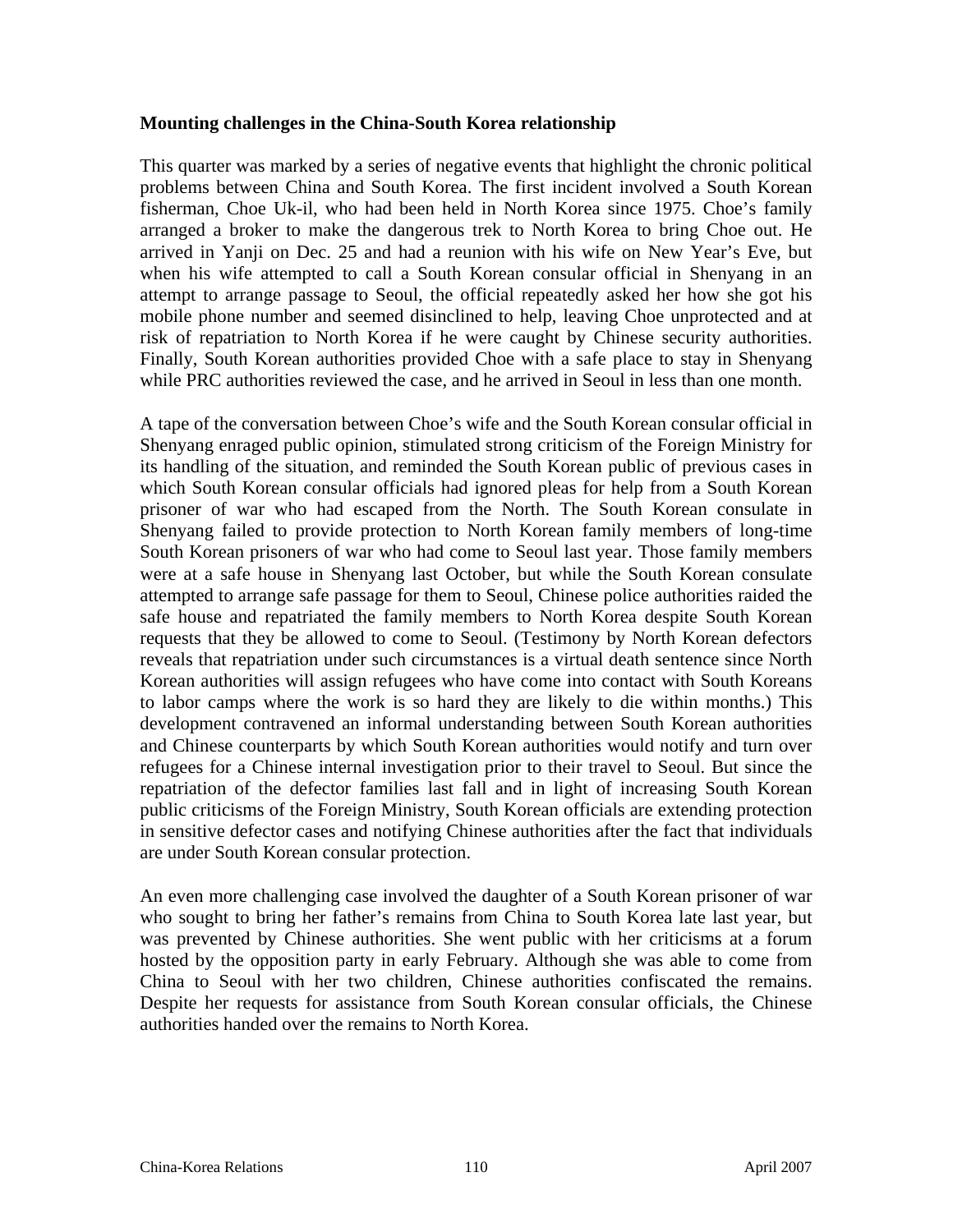**Mounting challenges in the China-South Korea relationship**

This quarter was marked by a series of negative events that highlight the chronic political problems between China and South Korea. The first incident involved a South Korean fisherman, Choe Uk-il, who had been held in North Korea since 1975. Choe's family arranged a broker to make the dangerous trek to North Korea to bring Choe out. He arrived in Yanji on Dec. 25 and had a reunion with his wife on New Year's Eve, but when his wife attempted to call a South Korean consular official in Shenyang in an attempt to arrange passage to Seoul, the official repeatedly asked her how she got his mobile phone number and seemed disinclined to help, leaving Choe unprotected and at risk of repatriation to North Korea if he were caught by Chinese security authorities. Finally, South Korean authorities provided Choe with a safe place to stay in Shenyang while PRC authorities reviewed the case, and he arrived in Seoul in less than one month.

A tape of the conversation between Choe's wife and the South Korean consular official in Shenyang enraged public opinion, stimulated strong criticism of the Foreign Ministry for its handling of the situation, and reminded the South Korean public of previous cases in which South Korean consular officials had ignored pleas for help from a South Korean prisoner of war who had escaped from the North. The South Korean consulate in Shenyang failed to provide protection to North Korean family members of long-time South Korean prisoners of war who had come to Seoul last year. Those family members were at a safe house in Shenyang last October, but while the South Korean consulate attempted to arrange safe passage for them to Seoul, Chinese police authorities raided the safe house and repatriated the family members to North Korea despite South Korean requests that they be allowed to come to Seoul. (Testimony by North Korean defectors reveals that repatriation under such circumstances is a virtual death sentence since North Korean authorities will assign refugees who have come into contact with South Koreans to labor camps where the work is so hard they are likely to die within months.) This development contravened an informal understanding between South Korean authorities and Chinese counterparts by which South Korean authorities would notify and turn over refugees for a Chinese internal investigation prior to their travel to Seoul. But since the repatriation of the defector families last fall and in light of increasing South Korean public criticisms of the Foreign Ministry, South Korean officials are extending protection in sensitive defector cases and notifying Chinese authorities after the fact that individuals are under South Korean consular protection.

An even more challenging case involved the daughter of a South Korean prisoner of war who sought to bring her father's remains from China to South Korea late last year, but was prevented by Chinese authorities. She went public with her criticisms at a forum hosted by the opposition party in early February. Although she was able to come from China to Seoul with her two children, Chinese authorities confiscated the remains. Despite her requests for assistance from South Korean consular officials, the Chinese authorities handed over the remains to North Korea.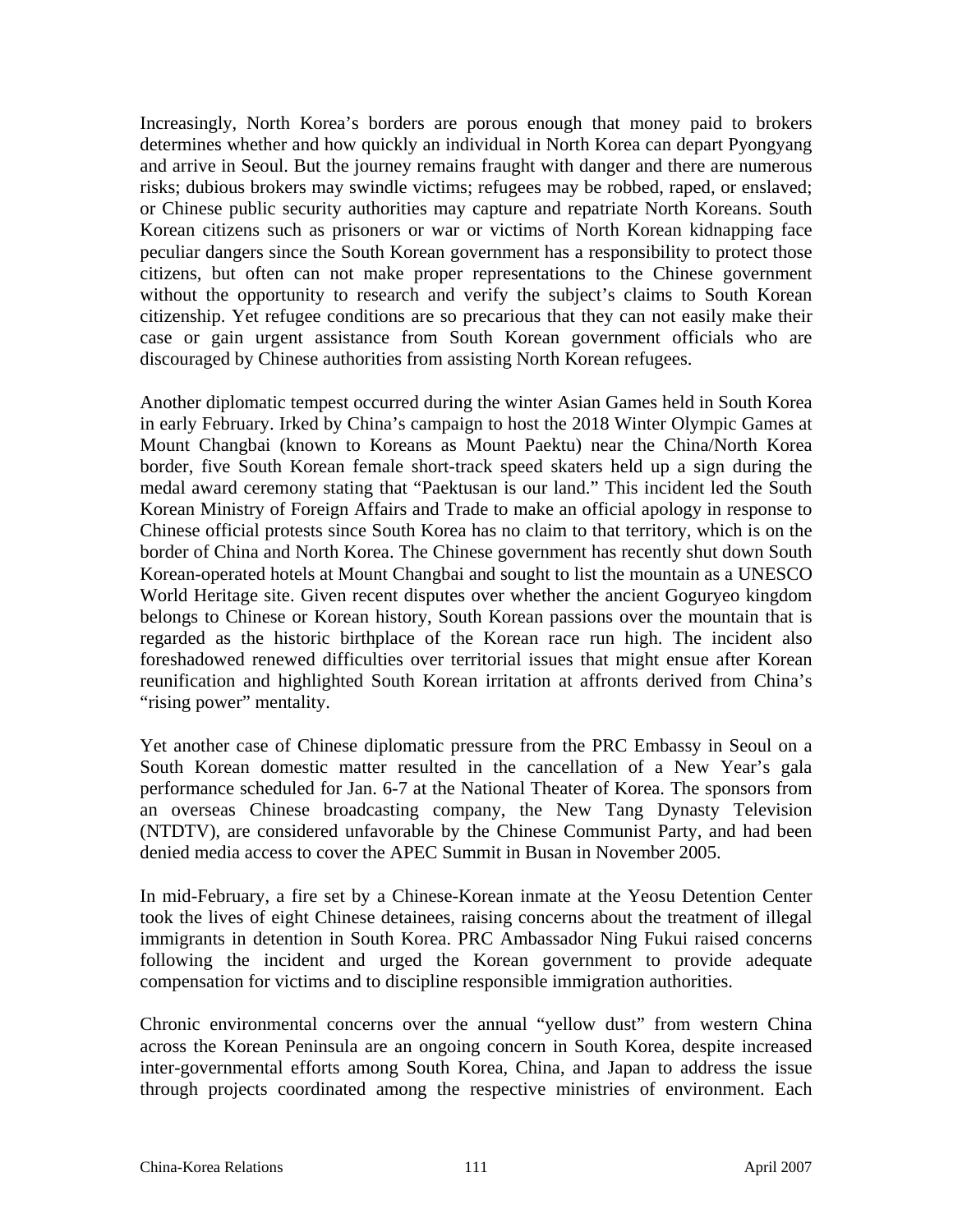Increasingly, North Korea's borders are porous enough that money paid to brokers determines whether and how quickly an individual in North Korea can depart Pyongyang and arrive in Seoul. But the journey remains fraught with danger and there are numerous risks; dubious brokers may swindle victims; refugees may be robbed, raped, or enslaved; or Chinese public security authorities may capture and repatriate North Koreans. South Korean citizens such as prisoners or war or victims of North Korean kidnapping face peculiar dangers since the South Korean government has a responsibility to protect those citizens, but often can not make proper representations to the Chinese government without the opportunity to research and verify the subject's claims to South Korean citizenship. Yet refugee conditions are so precarious that they can not easily make their case or gain urgent assistance from South Korean government officials who are discouraged by Chinese authorities from assisting North Korean refugees.

Another diplomatic tempest occurred during the winter Asian Games held in South Korea in early February. Irked by China's campaign to host the 2018 Winter Olympic Games at Mount Changbai (known to Koreans as Mount Paektu) near the China/North Korea border, five South Korean female short-track speed skaters held up a sign during the medal award ceremony stating that "Paektusan is our land." This incident led the South Korean Ministry of Foreign Affairs and Trade to make an official apology in response to Chinese official protests since South Korea has no claim to that territory, which is on the border of China and North Korea. The Chinese government has recently shut down South Korean-operated hotels at Mount Changbai and sought to list the mountain as a UNESCO World Heritage site. Given recent disputes over whether the ancient Goguryeo kingdom belongs to Chinese or Korean history, South Korean passions over the mountain that is regarded as the historic birthplace of the Korean race run high. The incident also foreshadowed renewed difficulties over territorial issues that might ensue after Korean reunification and highlighted South Korean irritation at affronts derived from China's "rising power" mentality.

Yet another case of Chinese diplomatic pressure from the PRC Embassy in Seoul on a South Korean domestic matter resulted in the cancellation of a New Year's gala performance scheduled for Jan. 6-7 at the National Theater of Korea. The sponsors from an overseas Chinese broadcasting company, the New Tang Dynasty Television (NTDTV), are considered unfavorable by the Chinese Communist Party, and had been denied media access to cover the APEC Summit in Busan in November 2005.

In mid-February, a fire set by a Chinese-Korean inmate at the Yeosu Detention Center took the lives of eight Chinese detainees, raising concerns about the treatment of illegal immigrants in detention in South Korea. PRC Ambassador Ning Fukui raised concerns following the incident and urged the Korean government to provide adequate compensation for victims and to discipline responsible immigration authorities.

Chronic environmental concerns over the annual "yellow dust" from western China across the Korean Peninsula are an ongoing concern in South Korea, despite increased inter-governmental efforts among South Korea, China, and Japan to address the issue through projects coordinated among the respective ministries of environment. Each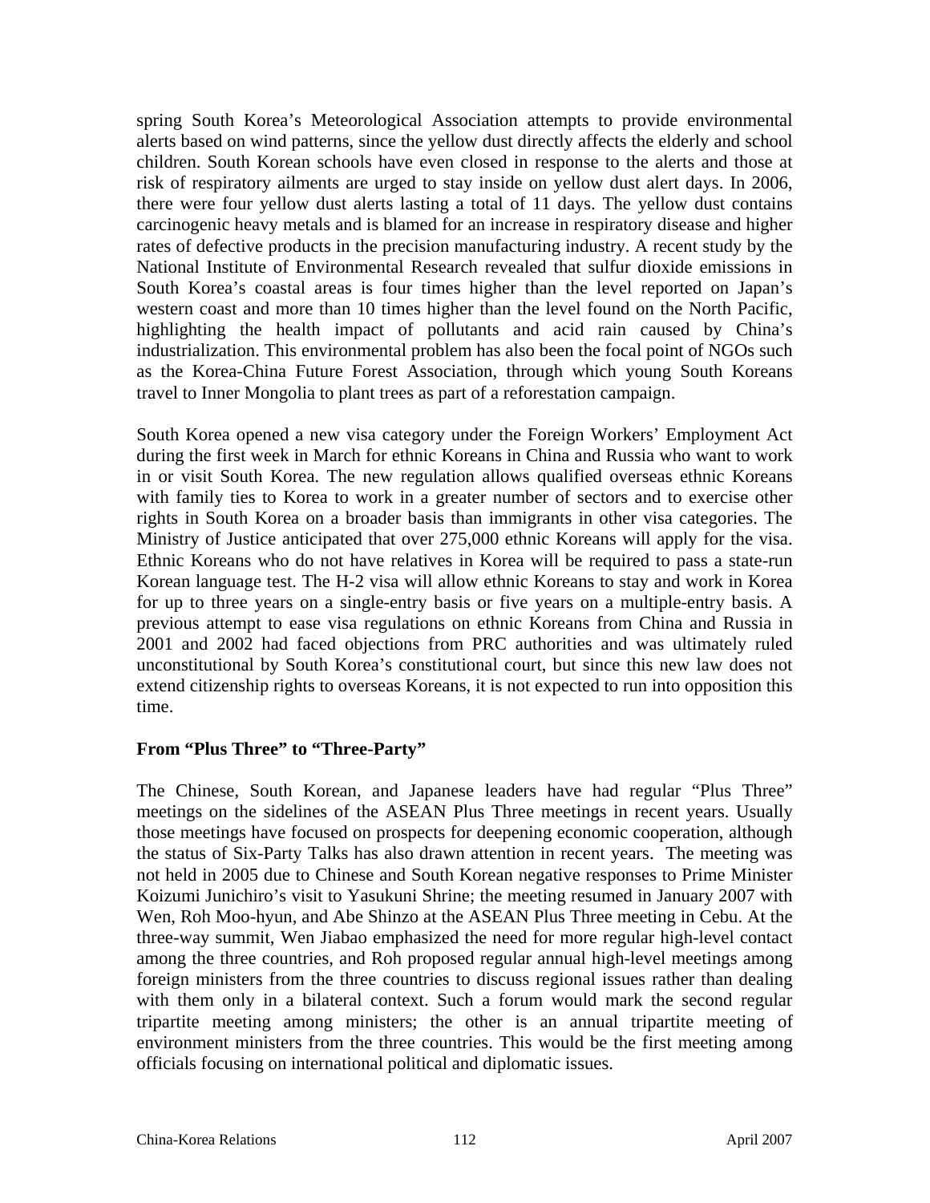spring South Korea's Meteorological Association attempts to provide environmental alerts based on wind patterns, since the yellow dust directly affects the elderly and school children. South Korean schools have even closed in response to the alerts and those at risk of respiratory ailments are urged to stay inside on yellow dust alert days. In 2006, there were four yellow dust alerts lasting a total of 11 days. The yellow dust contains carcinogenic heavy metals and is blamed for an increase in respiratory disease and higher rates of defective products in the precision manufacturing industry. A recent study by the National Institute of Environmental Research revealed that sulfur dioxide emissions in South Korea's coastal areas is four times higher than the level reported on Japan's western coast and more than 10 times higher than the level found on the North Pacific, highlighting the health impact of pollutants and acid rain caused by China's industrialization. This environmental problem has also been the focal point of NGOs such as the Korea-China Future Forest Association, through which young South Koreans travel to Inner Mongolia to plant trees as part of a reforestation campaign.

South Korea opened a new visa category under the Foreign Workers' Employment Act during the first week in March for ethnic Koreans in China and Russia who want to work in or visit South Korea. The new regulation allows qualified overseas ethnic Koreans with family ties to Korea to work in a greater number of sectors and to exercise other rights in South Korea on a broader basis than immigrants in other visa categories. The Ministry of Justice anticipated that over 275,000 ethnic Koreans will apply for the visa. Ethnic Koreans who do not have relatives in Korea will be required to pass a state-run Korean language test. The H-2 visa will allow ethnic Koreans to stay and work in Korea for up to three years on a single-entry basis or five years on a multiple-entry basis. A previous attempt to ease visa regulations on ethnic Koreans from China and Russia in 2001 and 2002 had faced objections from PRC authorities and was ultimately ruled unconstitutional by South Korea's constitutional court, but since this new law does not extend citizenship rights to overseas Koreans, it is not expected to run into opposition this time.

**From "Plus Three" to "Three-Party"**

The Chinese, South Korean, and Japanese leaders have had regular "Plus Three" meetings on the sidelines of the ASEAN Plus Three meetings in recent years. Usually those meetings have focused on prospects for deepening economic cooperation, although the status of Six-Party Talks has also drawn attention in recent years. The meeting was not held in 2005 due to Chinese and South Korean negative responses to Prime Minister Koizumi Junichiro's visit to Yasukuni Shrine; the meeting resumed in January 2007 with Wen, Roh Moo-hyun, and Abe Shinzo at the ASEAN Plus Three meeting in Cebu. At the three-way summit, Wen Jiabao emphasized the need for more regular high-level contact among the three countries, and Roh proposed regular annual high-level meetings among foreign ministers from the three countries to discuss regional issues rather than dealing with them only in a bilateral context. Such a forum would mark the second regular tripartite meeting among ministers; the other is an annual tripartite meeting of environment ministers from the three countries. This would be the first meeting among officials focusing on international political and diplomatic issues.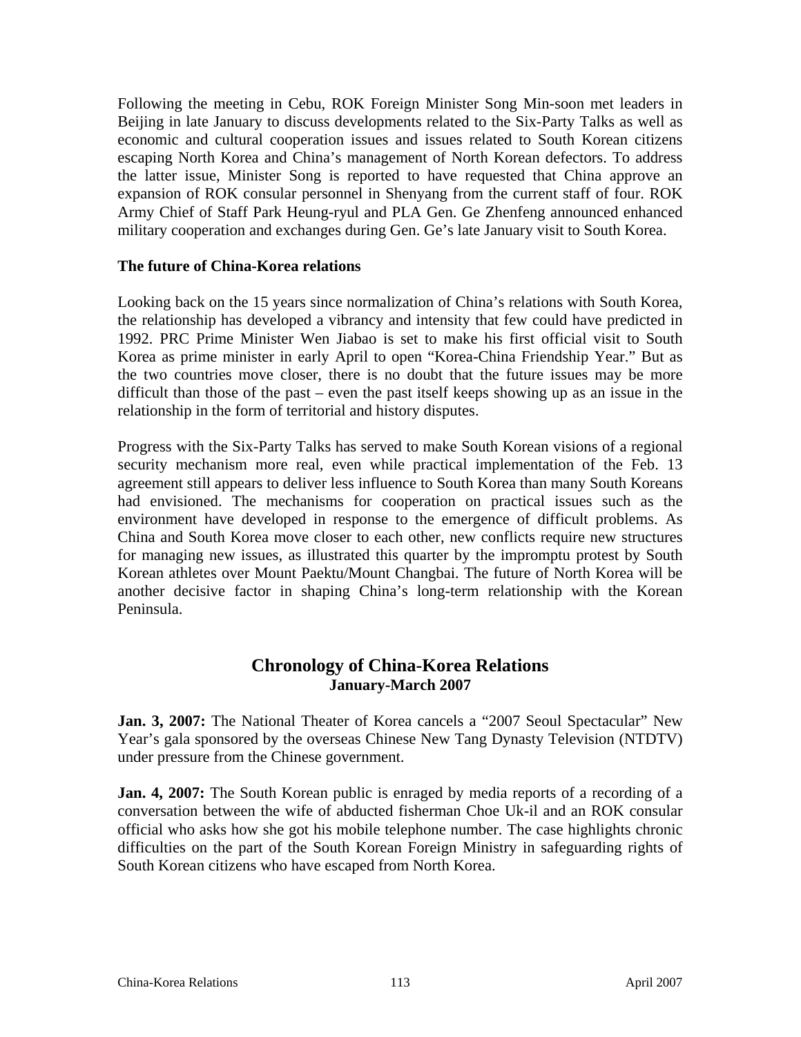Following the meeting in Cebu, ROK Foreign Minister Song Min-soon met leaders in Beijing in late January to discuss developments related to the Six-Party Talks as well as economic and cultural cooperation issues and issues related to South Korean citizens escaping North Korea and China's management of North Korean defectors. To address the latter issue, Minister Song is reported to have requested that China approve an expansion of ROK consular personnel in Shenyang from the current staff of four. ROK Army Chief of Staff Park Heung-ryul and PLA Gen. Ge Zhenfeng announced enhanced military cooperation and exchanges during Gen. Ge's late January visit to South Korea.

**The future of China-Korea relations**

Looking back on the 15 years since normalization of China's relations with South Korea, the relationship has developed a vibrancy and intensity that few could have predicted in 1992. PRC Prime Minister Wen Jiabao is set to make his first official visit to South Korea as prime minister in early April to open "Korea-China Friendship Year." But as the two countries move closer, there is no doubt that the future issues may be more difficult than those of the past – even the past itself keeps showing up as an issue in the relationship in the form of territorial and history disputes.

Progress with the Six-Party Talks has served to make South Korean visions of a regional security mechanism more real, even while practical implementation of the Feb. 13 agreement still appears to deliver less influence to South Korea than many South Koreans had envisioned. The mechanisms for cooperation on practical issues such as the environment have developed in response to the emergence of difficult problems. As China and South Korea move closer to each other, new conflicts require new structures for managing new issues, as illustrated this quarter by the impromptu protest by South Korean athletes over Mount Paektu/Mount Changbai. The future of North Korea will be another decisive factor in shaping China's long-term relationship with the Korean Peninsula.

## Chronology of China-Korea Relations
### January-March 2007

**Jan. 3, 2007:** The National Theater of Korea cancels a "2007 Seoul Spectacular" New Year's gala sponsored by the overseas Chinese New Tang Dynasty Television (NTDTV) under pressure from the Chinese government.

**Jan. 4, 2007:** The South Korean public is enraged by media reports of a recording of a conversation between the wife of abducted fisherman Choe Uk-il and an ROK consular official who asks how she got his mobile telephone number. The case highlights chronic difficulties on the part of the South Korean Foreign Ministry in safeguarding rights of South Korean citizens who have escaped from North Korea.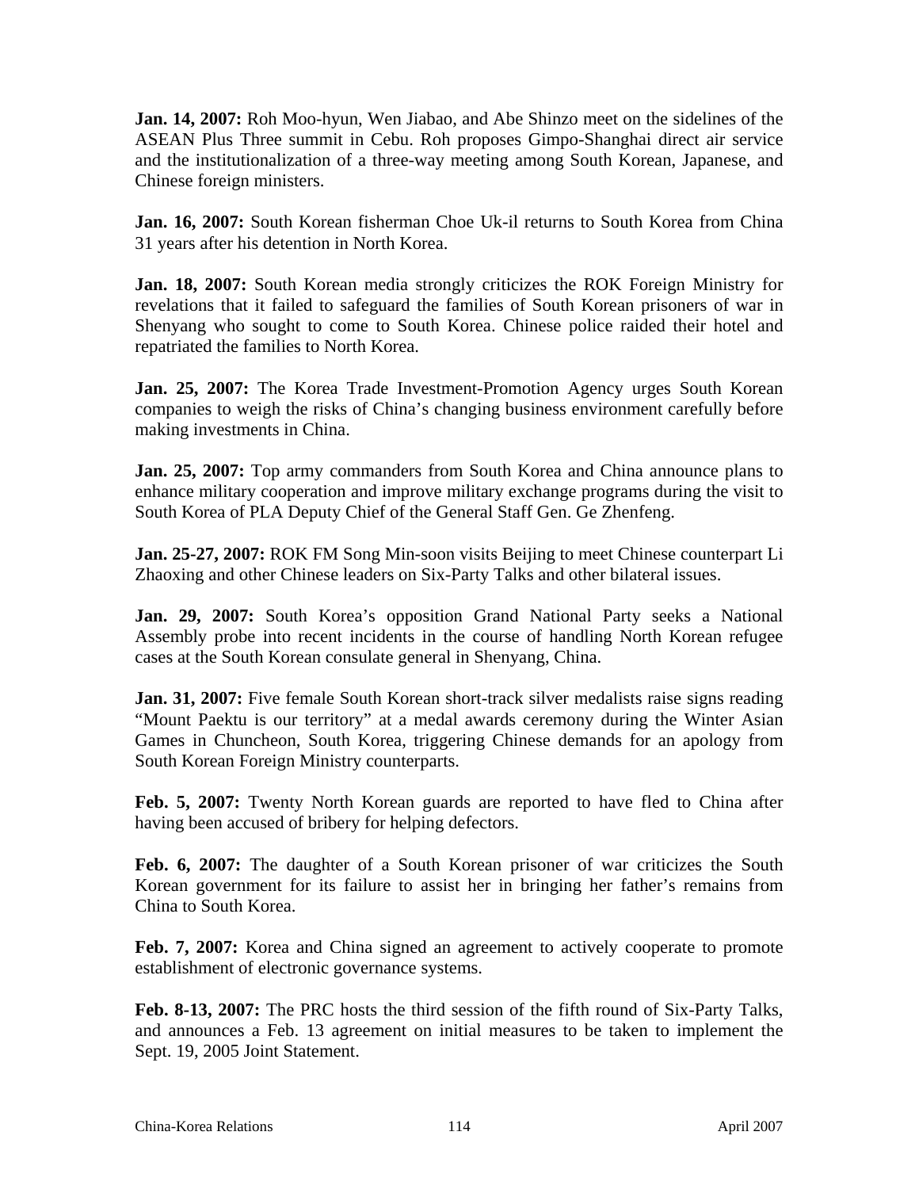**Jan. 14, 2007:** Roh Moo-hyun, Wen Jiabao, and Abe Shinzo meet on the sidelines of the ASEAN Plus Three summit in Cebu. Roh proposes Gimpo-Shanghai direct air service and the institutionalization of a three-way meeting among South Korean, Japanese, and Chinese foreign ministers.

**Jan. 16, 2007:** South Korean fisherman Choe Uk-il returns to South Korea from China 31 years after his detention in North Korea.

**Jan. 18, 2007:** South Korean media strongly criticizes the ROK Foreign Ministry for revelations that it failed to safeguard the families of South Korean prisoners of war in Shenyang who sought to come to South Korea. Chinese police raided their hotel and repatriated the families to North Korea.

**Jan. 25, 2007:** The Korea Trade Investment-Promotion Agency urges South Korean companies to weigh the risks of China's changing business environment carefully before making investments in China.

**Jan. 25, 2007:** Top army commanders from South Korea and China announce plans to enhance military cooperation and improve military exchange programs during the visit to South Korea of PLA Deputy Chief of the General Staff Gen. Ge Zhenfeng.

**Jan. 25-27, 2007:** ROK FM Song Min-soon visits Beijing to meet Chinese counterpart Li Zhaoxing and other Chinese leaders on Six-Party Talks and other bilateral issues.

**Jan. 29, 2007:** South Korea's opposition Grand National Party seeks a National Assembly probe into recent incidents in the course of handling North Korean refugee cases at the South Korean consulate general in Shenyang, China.

**Jan. 31, 2007:** Five female South Korean short-track silver medalists raise signs reading "Mount Paektu is our territory" at a medal awards ceremony during the Winter Asian Games in Chuncheon, South Korea, triggering Chinese demands for an apology from South Korean Foreign Ministry counterparts.

**Feb. 5, 2007:** Twenty North Korean guards are reported to have fled to China after having been accused of bribery for helping defectors.

**Feb. 6, 2007:** The daughter of a South Korean prisoner of war criticizes the South Korean government for its failure to assist her in bringing her father's remains from China to South Korea.

**Feb. 7, 2007:** Korea and China signed an agreement to actively cooperate to promote establishment of electronic governance systems.

**Feb. 8-13, 2007:** The PRC hosts the third session of the fifth round of Six-Party Talks, and announces a Feb. 13 agreement on initial measures to be taken to implement the Sept. 19, 2005 Joint Statement.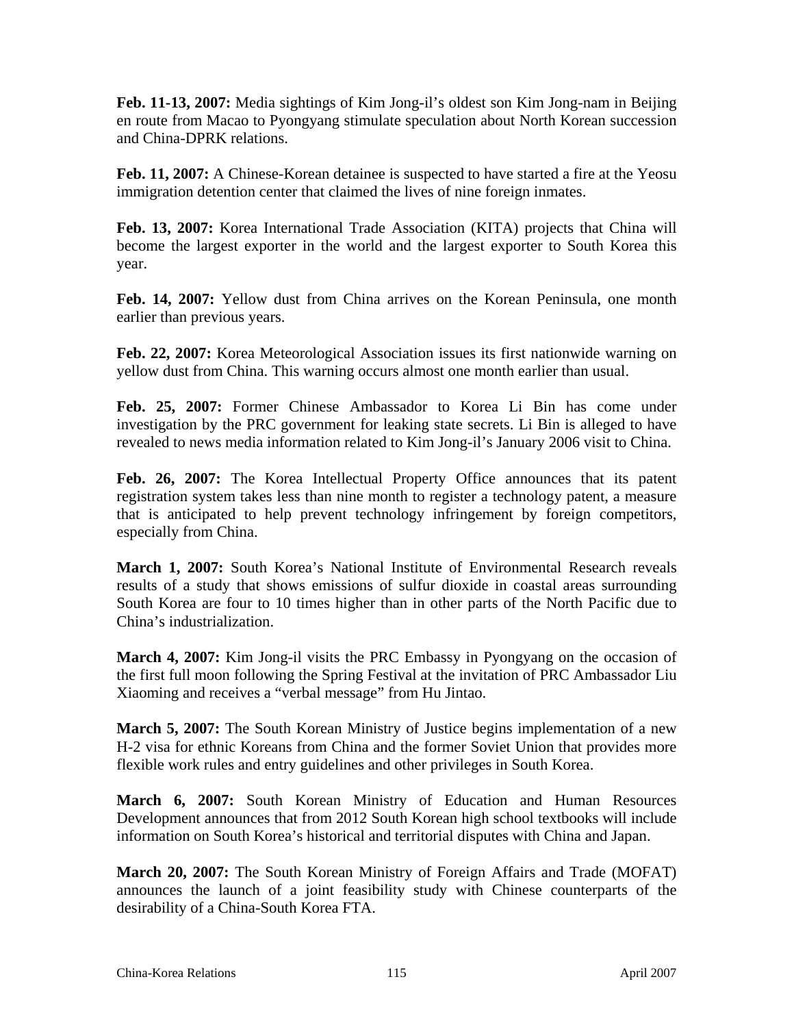**Feb. 11-13, 2007:** Media sightings of Kim Jong-il's oldest son Kim Jong-nam in Beijing en route from Macao to Pyongyang stimulate speculation about North Korean succession and China-DPRK relations.

**Feb. 11, 2007:** A Chinese-Korean detainee is suspected to have started a fire at the Yeosu immigration detention center that claimed the lives of nine foreign inmates.

**Feb. 13, 2007:** Korea International Trade Association (KITA) projects that China will become the largest exporter in the world and the largest exporter to South Korea this year.

**Feb. 14, 2007:** Yellow dust from China arrives on the Korean Peninsula, one month earlier than previous years.

**Feb. 22, 2007:** Korea Meteorological Association issues its first nationwide warning on yellow dust from China. This warning occurs almost one month earlier than usual.

**Feb. 25, 2007:** Former Chinese Ambassador to Korea Li Bin has come under investigation by the PRC government for leaking state secrets. Li Bin is alleged to have revealed to news media information related to Kim Jong-il's January 2006 visit to China.

**Feb. 26, 2007:** The Korea Intellectual Property Office announces that its patent registration system takes less than nine month to register a technology patent, a measure that is anticipated to help prevent technology infringement by foreign competitors, especially from China.

**March 1, 2007:** South Korea's National Institute of Environmental Research reveals results of a study that shows emissions of sulfur dioxide in coastal areas surrounding South Korea are four to 10 times higher than in other parts of the North Pacific due to China's industrialization.

**March 4, 2007:** Kim Jong-il visits the PRC Embassy in Pyongyang on the occasion of the first full moon following the Spring Festival at the invitation of PRC Ambassador Liu Xiaoming and receives a "verbal message" from Hu Jintao.

**March 5, 2007:** The South Korean Ministry of Justice begins implementation of a new H-2 visa for ethnic Koreans from China and the former Soviet Union that provides more flexible work rules and entry guidelines and other privileges in South Korea.

**March 6, 2007:** South Korean Ministry of Education and Human Resources Development announces that from 2012 South Korean high school textbooks will include information on South Korea's historical and territorial disputes with China and Japan.

**March 20, 2007:** The South Korean Ministry of Foreign Affairs and Trade (MOFAT) announces the launch of a joint feasibility study with Chinese counterparts of the desirability of a China-South Korea FTA.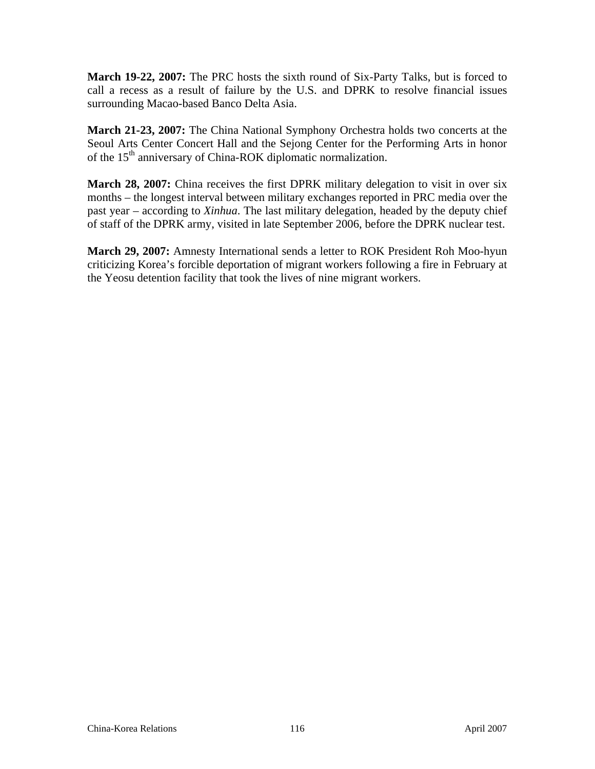**March 19-22, 2007:** The PRC hosts the sixth round of Six-Party Talks, but is forced to call a recess as a result of failure by the U.S. and DPRK to resolve financial issues surrounding Macao-based Banco Delta Asia.

**March 21-23, 2007:** The China National Symphony Orchestra holds two concerts at the Seoul Arts Center Concert Hall and the Sejong Center for the Performing Arts in honor of the 15th anniversary of China-ROK diplomatic normalization.

**March 28, 2007:** China receives the first DPRK military delegation to visit in over six months – the longest interval between military exchanges reported in PRC media over the past year – according to *Xinhua*. The last military delegation, headed by the deputy chief of staff of the DPRK army, visited in late September 2006, before the DPRK nuclear test.

**March 29, 2007:** Amnesty International sends a letter to ROK President Roh Moo-hyun criticizing Korea's forcible deportation of migrant workers following a fire in February at the Yeosu detention facility that took the lives of nine migrant workers.